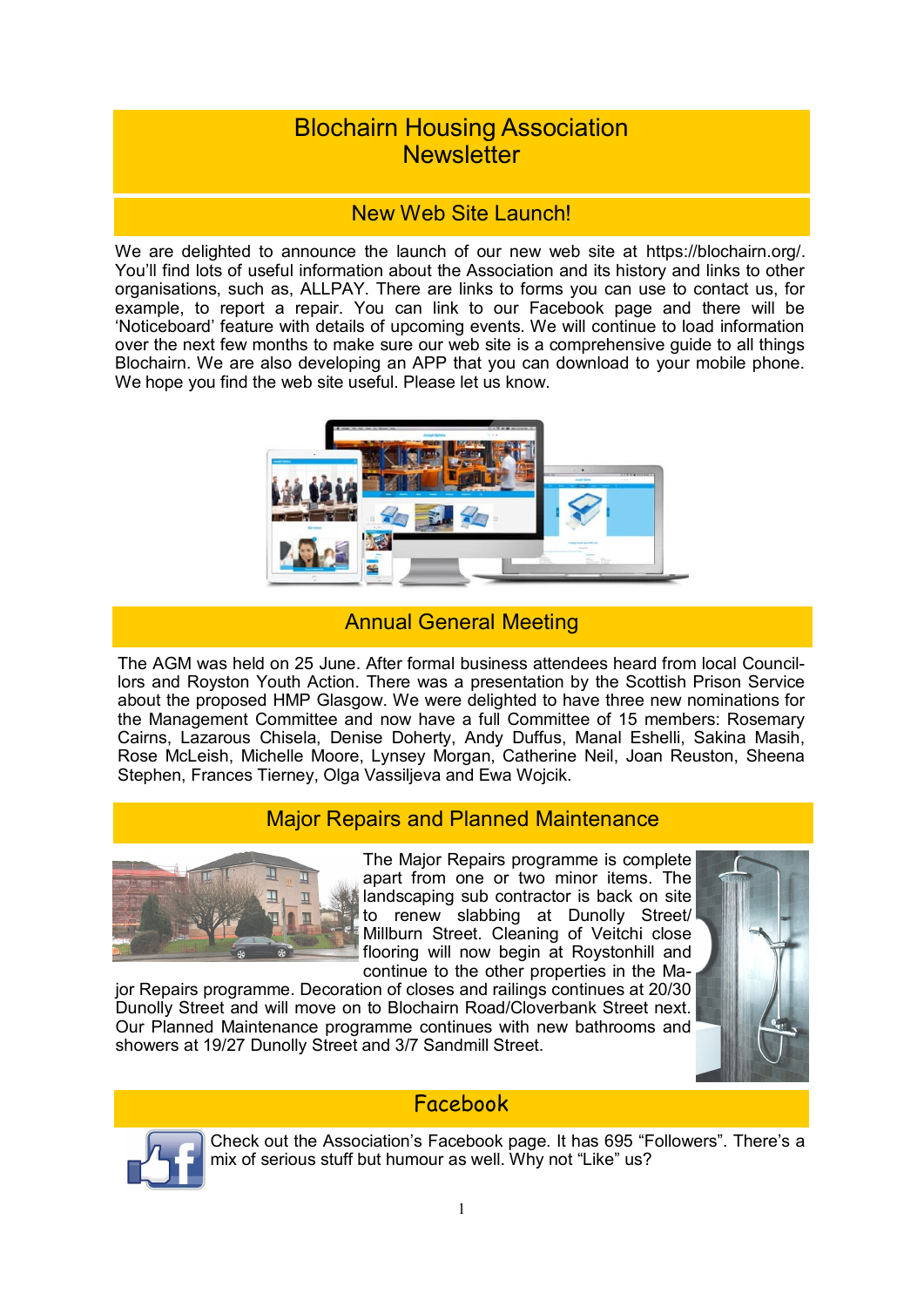# Blochairn Housing Association Newsletter

## New Web Site Launch!

We are delighted to announce the launch of our new web site at https://blochairn.org/. You'll find lots of useful information about the Association and its history and links to other organisations, such as, ALLPAY. There are links to forms you can use to contact us, for example, to report a repair. You can link to our Facebook page and there will be 'Noticeboard' feature with details of upcoming events. We will continue to load information over the next few months to make sure our web site is a comprehensive guide to all things Blochairn. We are also developing an APP that you can download to your mobile phone. We hope you find the web site useful. Please let us know.

## Annual General Meeting

The AGM was held on 25 June. After formal business attendees heard from local Councillors and Royston Youth Action. There was a presentation by the Scottish Prison Service about the proposed HMP Glasgow. We were delighted to have three new nominations for the Management Committee and now have a full Committee of 15 members: Rosemary Cairns, Lazarous Chisela, Denise Doherty, Andy Duffus, Manal Eshelli, Sakina Masih, Rose McLeish, Michelle Moore, Lynsey Morgan, Catherine Neil, Joan Reuston, Sheena Stephen, Frances Tierney, Olga Vassiljeva and Ewa Wojcik.

## Major Repairs and Planned Maintenance

The Major Repairs programme is complete apart from one or two minor items. The landscaping sub contractor is back on site to renew slabbing at Dunolly Street/ Millburn Street. Cleaning of Veitchi close flooring will now begin at Roystonhill and continue to the other properties in the Major Repairs programme. Decoration of closes and railings continues at 20/30 Dunolly Street and will move on to Blochairn Road/Cloverbank Street next. Our Planned Maintenance programme continues with new bathrooms and showers at 19/27 Dunolly Street and 3/7 Sandmill Street.

## Facebook

Check out the Association's Facebook page. It has 695 "Followers". There's a mix of serious stuff but humour as well. Why not "Like" us?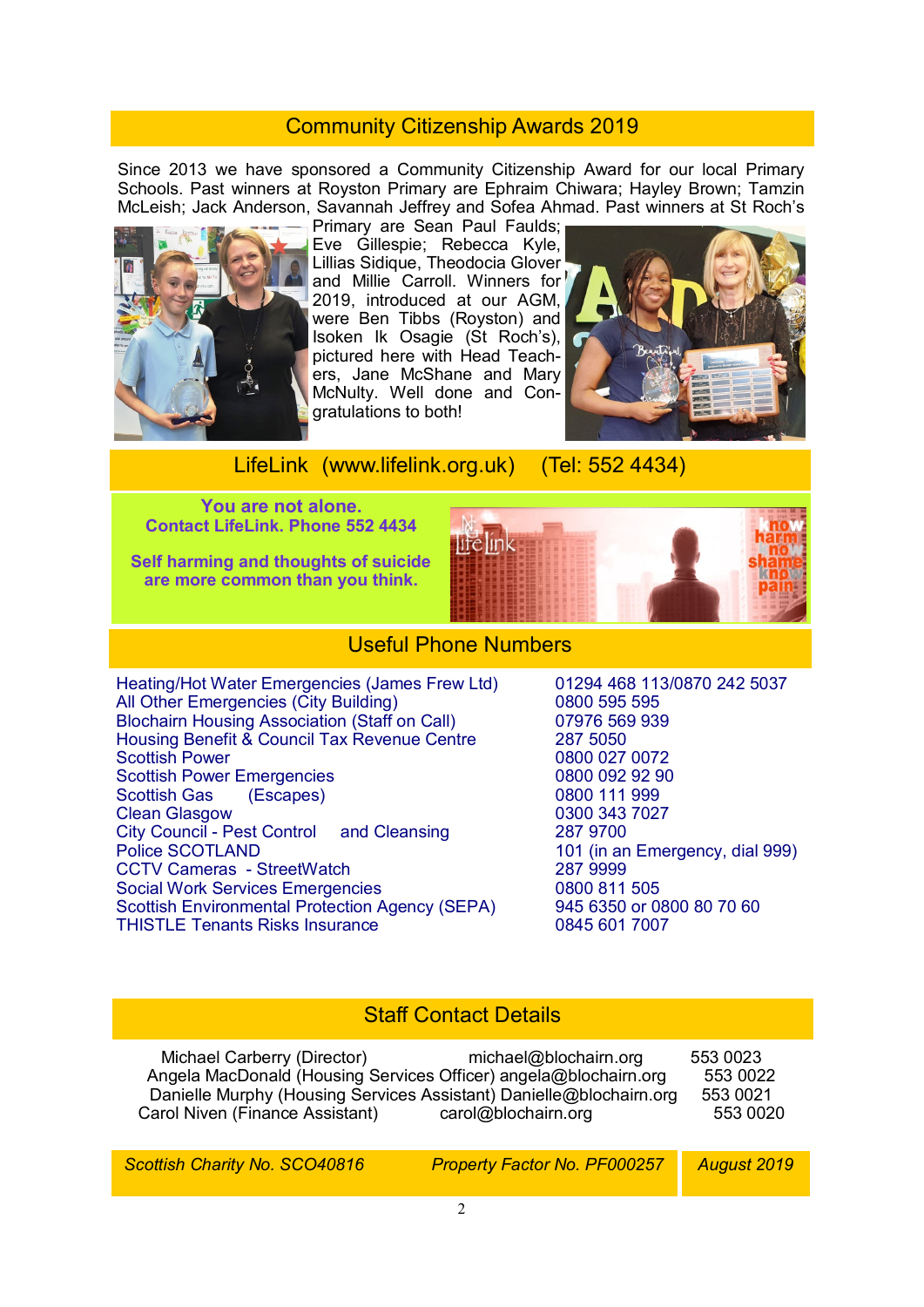## Community Citizenship Awards 2019

Since 2013 we have sponsored a Community Citizenship Award for our local Primary Schools. Past winners at Royston Primary are Ephraim Chiwara; Hayley Brown; Tamzin McLeish; Jack Anderson, Savannah Jeffrey and Sofea Ahmad. Past winners at St Roch's Primary are Sean Paul Faulds; Eve Gillespie; Rebecca Kyle, Lillias Sidique, Theodocia Glover and Millie Carroll. Winners for 2019, introduced at our AGM, were Ben Tibbs (Royston) and Isoken Ik Osagie (St Roch's), pictured here with Head Teachers, Jane McShane and Mary McNulty. Well done and Congratulations to both!

## LifeLink (www.lifelink.org.uk) (Tel: 552 4434)

**You are not alone.**
**Contact LifeLink. Phone 552 4434**

**Self harming and thoughts of suicide are more common than you think.**

## Useful Phone Numbers

| | |
|---|---|
| Heating/Hot Water Emergencies (James Frew Ltd) | 01294 468 113/0870 242 5037 |
| All Other Emergencies (City Building) | 0800 595 595 |
| Blochairn Housing Association (Staff on Call) | 07976 569 939 |
| Housing Benefit & Council Tax Revenue Centre | 287 5050 |
| Scottish Power | 0800 027 0072 |
| Scottish Power Emergencies | 0800 092 92 90 |
| Scottish Gas (Escapes) | 0800 111 999 |
| Clean Glasgow | 0300 343 7027 |
| City Council - Pest Control and Cleansing | 287 9700 |
| Police SCOTLAND | 101 (in an Emergency, dial 999) |
| CCTV Cameras - StreetWatch | 287 9999 |
| Social Work Services Emergencies | 0800 811 505 |
| Scottish Environmental Protection Agency (SEPA) | 945 6350 or 0800 80 70 60 |
| THISTLE Tenants Risks Insurance | 0845 601 7007 |

## Staff Contact Details

| | | |
|---|---|---|
| Michael Carberry (Director) | michael@blochairn.org | 553 0023 |
| Angela MacDonald (Housing Services Officer) | angela@blochairn.org | 553 0022 |
| Danielle Murphy (Housing Services Assistant) | Danielle@blochairn.org | 553 0021 |
| Carol Niven (Finance Assistant) | carol@blochairn.org | 553 0020 |

*Scottish Charity No. SCO40816* *Property Factor No. PF000257* *August 2019*